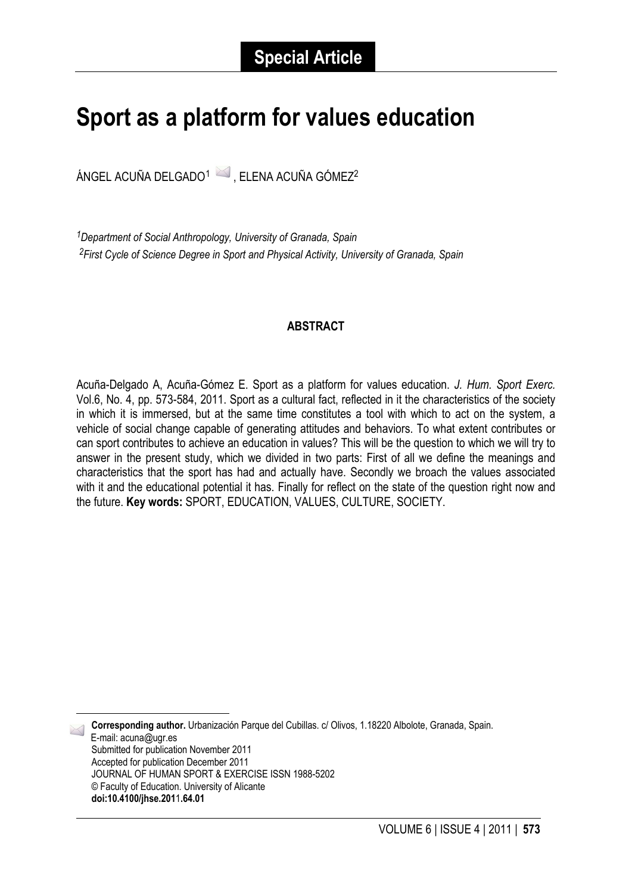**Special Article**

# Sport as a platform for values education

ÁNGEL ACUÑA DELGADO[1], ELENA ACUÑA GÓMEZ[2]

*[1]Department of Social Anthropology, University of Granada, Spain*
*[2]First Cycle of Science Degree in Sport and Physical Activity, University of Granada, Spain*

## ABSTRACT

Acuña-Delgado A, Acuña-Gómez E. Sport as a platform for values education. *J. Hum. Sport Exerc.* Vol.6, No. 4, pp. 573-584, 2011. Sport as a cultural fact, reflected in it the characteristics of the society in which it is immersed, but at the same time constitutes a tool with which to act on the system, a vehicle of social change capable of generating attitudes and behaviors. To what extent contributes or can sport contributes to achieve an education in values? This will be the question to which we will try to answer in the present study, which we divided in two parts: First of all we define the meanings and characteristics that the sport has had and actually have. Secondly we broach the values associated with it and the educational potential it has. Finally for reflect on the state of the question right now and the future. **Key words:** SPORT, EDUCATION, VALUES, CULTURE, SOCIETY.

**Corresponding author.** Urbanización Parque del Cubillas. c/ Olivos, 1.18220 Albolote, Granada, Spain.
E-mail: acuna@ugr.es
Submitted for publication November 2011
Accepted for publication December 2011
JOURNAL OF HUMAN SPORT & EXERCISE ISSN 1988-5202
© Faculty of Education. University of Alicante
**doi:10.4100/jhse.2011.64.01**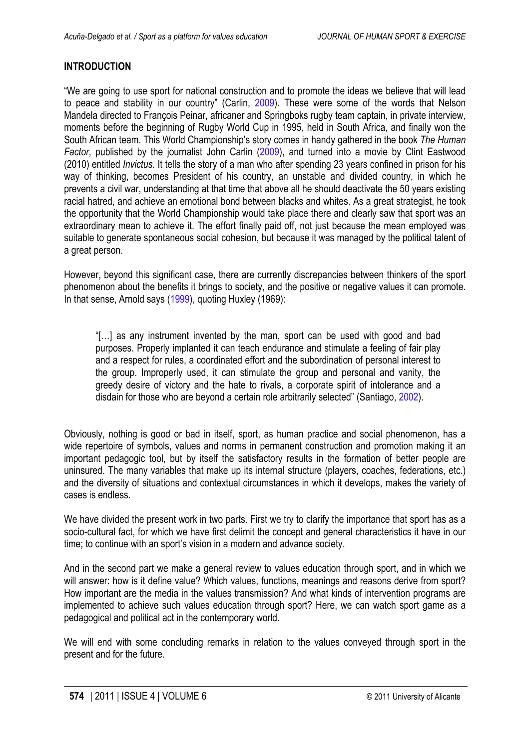## INTRODUCTION

"We are going to use sport for national construction and to promote the ideas we believe that will lead to peace and stability in our country" (Carlin, 2009). These were some of the words that Nelson Mandela directed to François Peinar, africaner and Springboks rugby team captain, in private interview, moments before the beginning of Rugby World Cup in 1995, held in South Africa, and finally won the South African team. This World Championship's story comes in handy gathered in the book *The Human Factor*, published by the journalist John Carlin (2009), and turned into a movie by Clint Eastwood (2010) entitled *Invictus*. It tells the story of a man who after spending 23 years confined in prison for his way of thinking, becomes President of his country, an unstable and divided country, in which he prevents a civil war, understanding at that time that above all he should deactivate the 50 years existing racial hatred, and achieve an emotional bond between blacks and whites. As a great strategist, he took the opportunity that the World Championship would take place there and clearly saw that sport was an extraordinary mean to achieve it. The effort finally paid off, not just because the mean employed was suitable to generate spontaneous social cohesion, but because it was managed by the political talent of a great person.

However, beyond this significant case, there are currently discrepancies between thinkers of the sport phenomenon about the benefits it brings to society, and the positive or negative values it can promote. In that sense, Arnold says (1999), quoting Huxley (1969):

> "[…] as any instrument invented by the man, sport can be used with good and bad purposes. Properly implanted it can teach endurance and stimulate a feeling of fair play and a respect for rules, a coordinated effort and the subordination of personal interest to the group. Improperly used, it can stimulate the group and personal and vanity, the greedy desire of victory and the hate to rivals, a corporate spirit of intolerance and a disdain for those who are beyond a certain role arbitrarily selected" (Santiago, 2002).

Obviously, nothing is good or bad in itself, sport, as human practice and social phenomenon, has a wide repertoire of symbols, values and norms in permanent construction and promotion making it an important pedagogic tool, but by itself the satisfactory results in the formation of better people are uninsured. The many variables that make up its internal structure (players, coaches, federations, etc.) and the diversity of situations and contextual circumstances in which it develops, makes the variety of cases is endless.

We have divided the present work in two parts. First we try to clarify the importance that sport has as a socio-cultural fact, for which we have first delimit the concept and general characteristics it have in our time; to continue with an sport's vision in a modern and advance society.

And in the second part we make a general review to values education through sport, and in which we will answer: how is it define value? Which values, functions, meanings and reasons derive from sport? How important are the media in the values transmission? And what kinds of intervention programs are implemented to achieve such values education through sport? Here, we can watch sport game as a pedagogical and political act in the contemporary world.

We will end with some concluding remarks in relation to the values conveyed through sport in the present and for the future.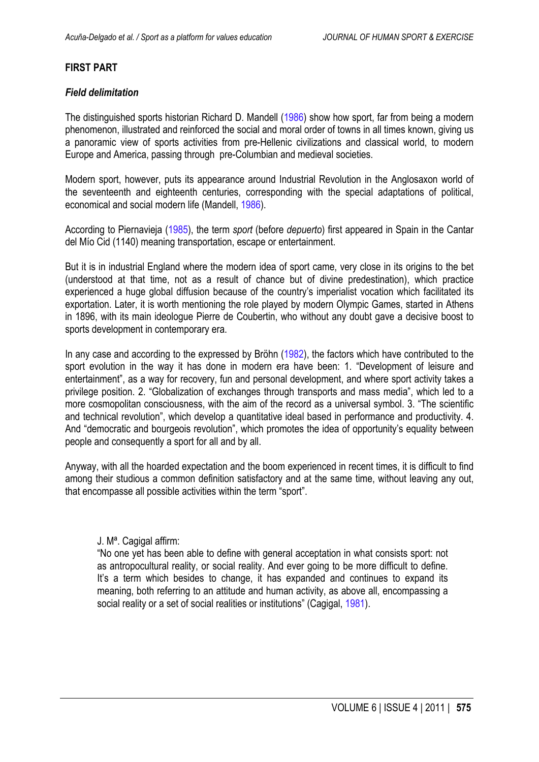## FIRST PART

### *Field delimitation*

The distinguished sports historian Richard D. Mandell (1986) show how sport, far from being a modern phenomenon, illustrated and reinforced the social and moral order of towns in all times known, giving us a panoramic view of sports activities from pre-Hellenic civilizations and classical world, to modern Europe and America, passing through pre-Columbian and medieval societies.

Modern sport, however, puts its appearance around Industrial Revolution in the Anglosaxon world of the seventeenth and eighteenth centuries, corresponding with the special adaptations of political, economical and social modern life (Mandell, 1986).

According to Piernavieja (1985), the term *sport* (before *depuerto*) first appeared in Spain in the Cantar del Mío Cid (1140) meaning transportation, escape or entertainment.

But it is in industrial England where the modern idea of sport came, very close in its origins to the bet (understood at that time, not as a result of chance but of divine predestination), which practice experienced a huge global diffusion because of the country's imperialist vocation which facilitated its exportation. Later, it is worth mentioning the role played by modern Olympic Games, started in Athens in 1896, with its main ideologue Pierre de Coubertin, who without any doubt gave a decisive boost to sports development in contemporary era.

In any case and according to the expressed by Bröhn (1982), the factors which have contributed to the sport evolution in the way it has done in modern era have been: 1. "Development of leisure and entertainment", as a way for recovery, fun and personal development, and where sport activity takes a privilege position. 2. "Globalization of exchanges through transports and mass media", which led to a more cosmopolitan consciousness, with the aim of the record as a universal symbol. 3. "The scientific and technical revolution", which develop a quantitative ideal based in performance and productivity. 4. And "democratic and bourgeois revolution", which promotes the idea of opportunity's equality between people and consequently a sport for all and by all.

Anyway, with all the hoarded expectation and the boom experienced in recent times, it is difficult to find among their studious a common definition satisfactory and at the same time, without leaving any out, that encompasse all possible activities within the term "sport".

> J. Mª. Cagigal affirm:
> "No one yet has been able to define with general acceptation in what consists sport: not as antropocultural reality, or social reality. And ever going to be more difficult to define. It's a term which besides to change, it has expanded and continues to expand its meaning, both referring to an attitude and human activity, as above all, encompassing a social reality or a set of social realities or institutions" (Cagigal, 1981).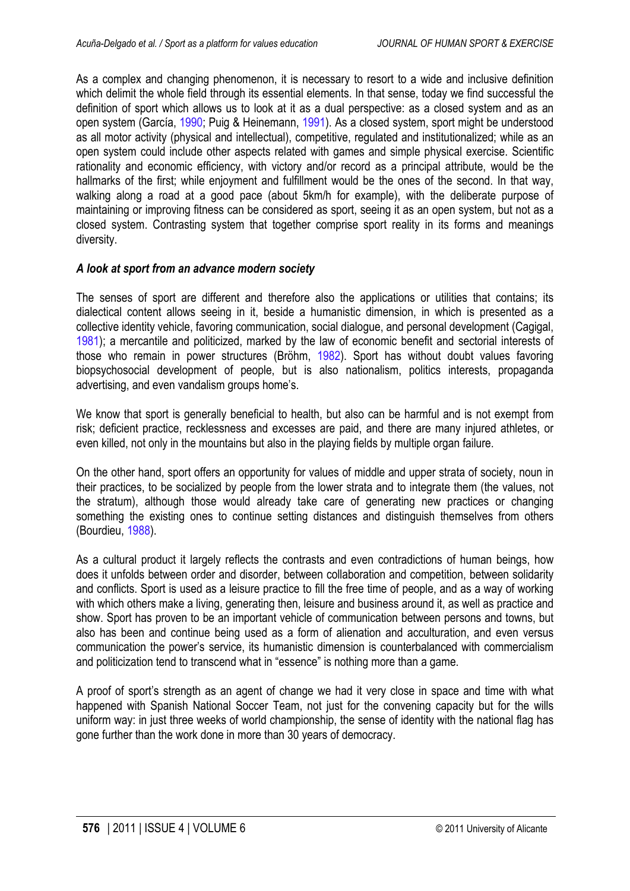As a complex and changing phenomenon, it is necessary to resort to a wide and inclusive definition which delimit the whole field through its essential elements. In that sense, today we find successful the definition of sport which allows us to look at it as a dual perspective: as a closed system and as an open system (García, 1990; Puig & Heinemann, 1991). As a closed system, sport might be understood as all motor activity (physical and intellectual), competitive, regulated and institutionalized; while as an open system could include other aspects related with games and simple physical exercise. Scientific rationality and economic efficiency, with victory and/or record as a principal attribute, would be the hallmarks of the first; while enjoyment and fulfillment would be the ones of the second. In that way, walking along a road at a good pace (about 5km/h for example), with the deliberate purpose of maintaining or improving fitness can be considered as sport, seeing it as an open system, but not as a closed system. Contrasting system that together comprise sport reality in its forms and meanings diversity.

### *A look at sport from an advance modern society*

The senses of sport are different and therefore also the applications or utilities that contains; its dialectical content allows seeing in it, beside a humanistic dimension, in which is presented as a collective identity vehicle, favoring communication, social dialogue, and personal development (Cagigal, 1981); a mercantile and politicized, marked by the law of economic benefit and sectorial interests of those who remain in power structures (Bröhm, 1982). Sport has without doubt values favoring biopsychosocial development of people, but is also nationalism, politics interests, propaganda advertising, and even vandalism groups home's.

We know that sport is generally beneficial to health, but also can be harmful and is not exempt from risk; deficient practice, recklessness and excesses are paid, and there are many injured athletes, or even killed, not only in the mountains but also in the playing fields by multiple organ failure.

On the other hand, sport offers an opportunity for values of middle and upper strata of society, noun in their practices, to be socialized by people from the lower strata and to integrate them (the values, not the stratum), although those would already take care of generating new practices or changing something the existing ones to continue setting distances and distinguish themselves from others (Bourdieu, 1988).

As a cultural product it largely reflects the contrasts and even contradictions of human beings, how does it unfolds between order and disorder, between collaboration and competition, between solidarity and conflicts. Sport is used as a leisure practice to fill the free time of people, and as a way of working with which others make a living, generating then, leisure and business around it, as well as practice and show. Sport has proven to be an important vehicle of communication between persons and towns, but also has been and continue being used as a form of alienation and acculturation, and even versus communication the power's service, its humanistic dimension is counterbalanced with commercialism and politicization tend to transcend what in "essence" is nothing more than a game.

A proof of sport's strength as an agent of change we had it very close in space and time with what happened with Spanish National Soccer Team, not just for the convening capacity but for the wills uniform way: in just three weeks of world championship, the sense of identity with the national flag has gone further than the work done in more than 30 years of democracy.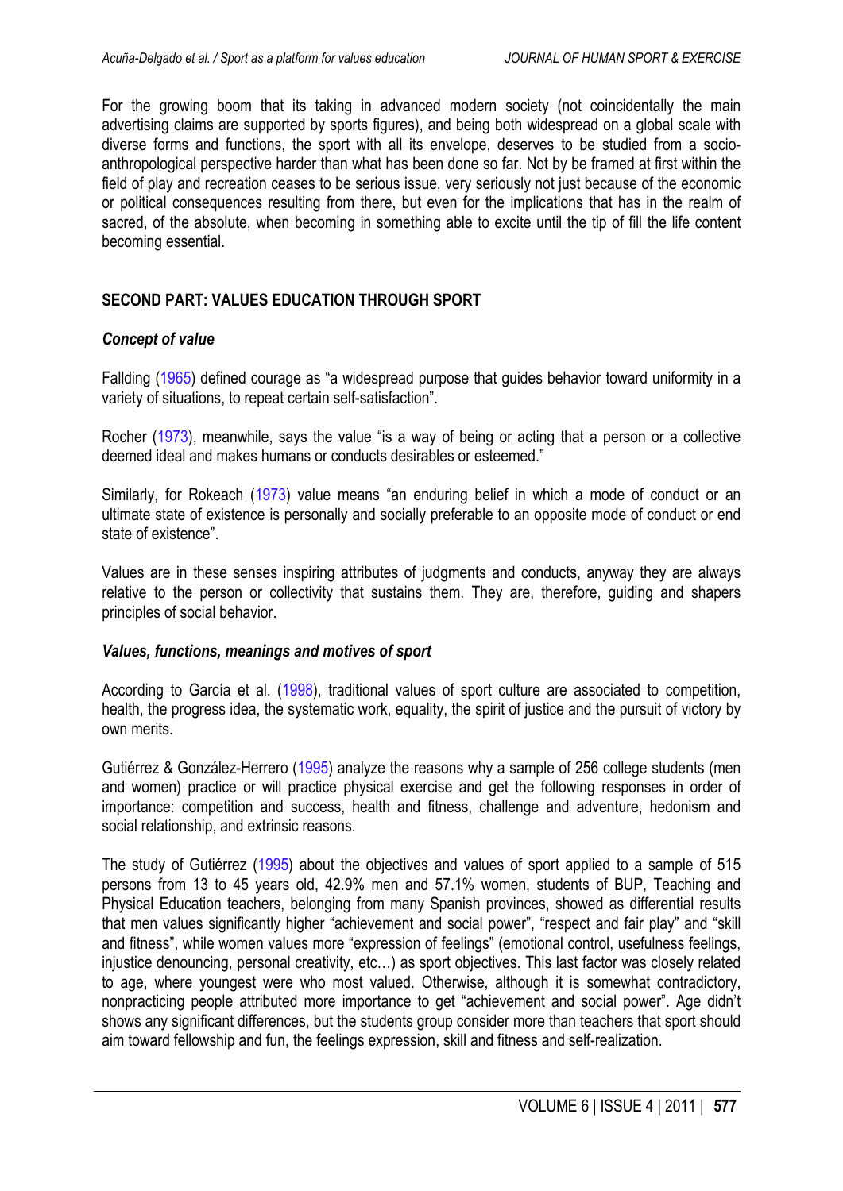For the growing boom that its taking in advanced modern society (not coincidentally the main advertising claims are supported by sports figures), and being both widespread on a global scale with diverse forms and functions, the sport with all its envelope, deserves to be studied from a socio-anthropological perspective harder than what has been done so far. Not by be framed at first within the field of play and recreation ceases to be serious issue, very seriously not just because of the economic or political consequences resulting from there, but even for the implications that has in the realm of sacred, of the absolute, when becoming in something able to excite until the tip of fill the life content becoming essential.

## SECOND PART: VALUES EDUCATION THROUGH SPORT

### *Concept of value*

Fallding (1965) defined courage as "a widespread purpose that guides behavior toward uniformity in a variety of situations, to repeat certain self-satisfaction".

Rocher (1973), meanwhile, says the value "is a way of being or acting that a person or a collective deemed ideal and makes humans or conducts desirables or esteemed."

Similarly, for Rokeach (1973) value means "an enduring belief in which a mode of conduct or an ultimate state of existence is personally and socially preferable to an opposite mode of conduct or end state of existence".

Values are in these senses inspiring attributes of judgments and conducts, anyway they are always relative to the person or collectivity that sustains them. They are, therefore, guiding and shapers principles of social behavior.

### *Values, functions, meanings and motives of sport*

According to García et al. (1998), traditional values of sport culture are associated to competition, health, the progress idea, the systematic work, equality, the spirit of justice and the pursuit of victory by own merits.

Gutiérrez & González-Herrero (1995) analyze the reasons why a sample of 256 college students (men and women) practice or will practice physical exercise and get the following responses in order of importance: competition and success, health and fitness, challenge and adventure, hedonism and social relationship, and extrinsic reasons.

The study of Gutiérrez (1995) about the objectives and values of sport applied to a sample of 515 persons from 13 to 45 years old, 42.9% men and 57.1% women, students of BUP, Teaching and Physical Education teachers, belonging from many Spanish provinces, showed as differential results that men values significantly higher "achievement and social power", "respect and fair play" and "skill and fitness", while women values more "expression of feelings" (emotional control, usefulness feelings, injustice denouncing, personal creativity, etc…) as sport objectives. This last factor was closely related to age, where youngest were who most valued. Otherwise, although it is somewhat contradictory, nonpracticing people attributed more importance to get "achievement and social power". Age didn't shows any significant differences, but the students group consider more than teachers that sport should aim toward fellowship and fun, the feelings expression, skill and fitness and self-realization.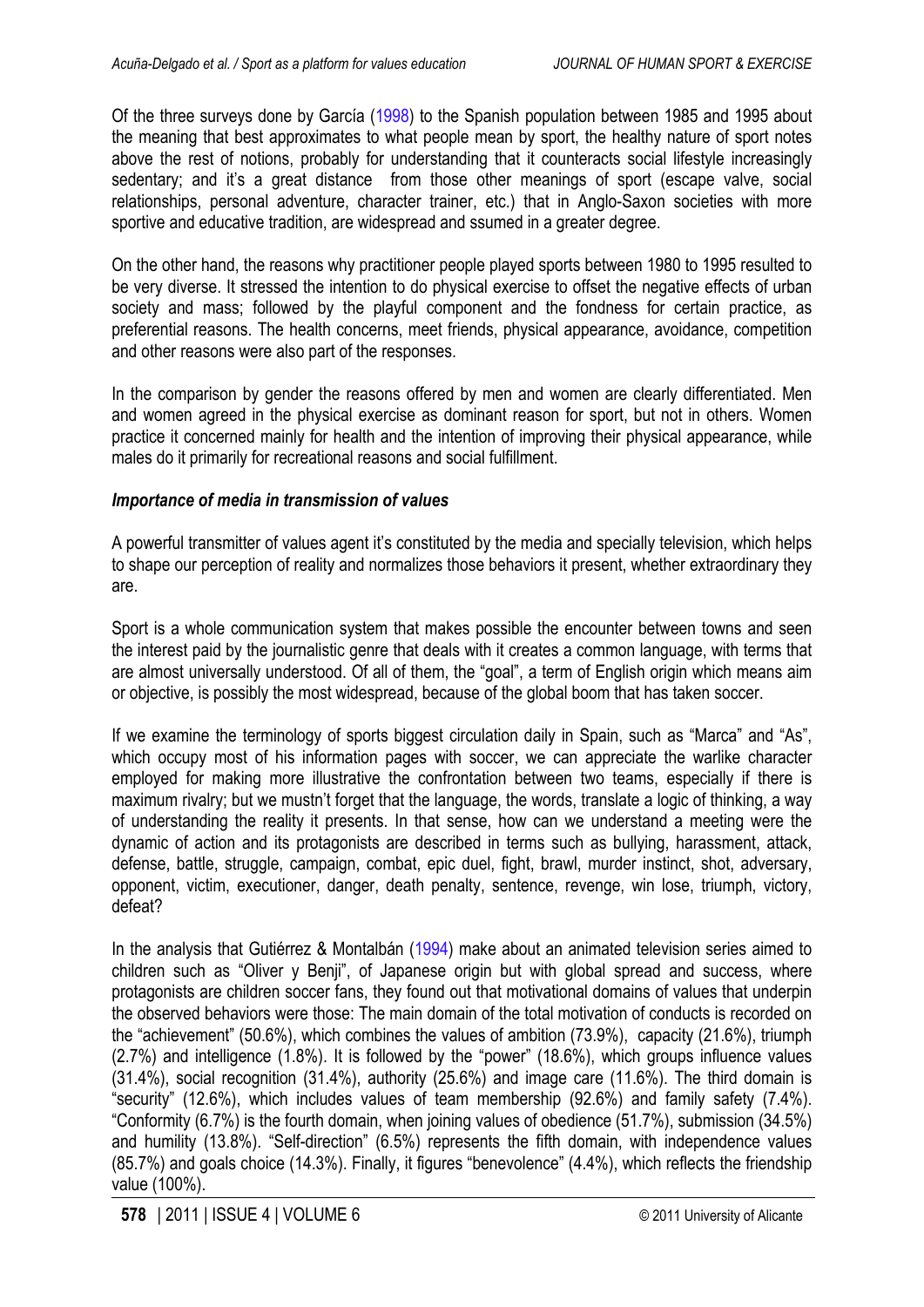Of the three surveys done by García (1998) to the Spanish population between 1985 and 1995 about the meaning that best approximates to what people mean by sport, the healthy nature of sport notes above the rest of notions, probably for understanding that it counteracts social lifestyle increasingly sedentary; and it's a great distance from those other meanings of sport (escape valve, social relationships, personal adventure, character trainer, etc.) that in Anglo-Saxon societies with more sportive and educative tradition, are widespread and ssumed in a greater degree.

On the other hand, the reasons why practitioner people played sports between 1980 to 1995 resulted to be very diverse. It stressed the intention to do physical exercise to offset the negative effects of urban society and mass; followed by the playful component and the fondness for certain practice, as preferential reasons. The health concerns, meet friends, physical appearance, avoidance, competition and other reasons were also part of the responses.

In the comparison by gender the reasons offered by men and women are clearly differentiated. Men and women agreed in the physical exercise as dominant reason for sport, but not in others. Women practice it concerned mainly for health and the intention of improving their physical appearance, while males do it primarily for recreational reasons and social fulfillment.

### *Importance of media in transmission of values*

A powerful transmitter of values agent it's constituted by the media and specially television, which helps to shape our perception of reality and normalizes those behaviors it present, whether extraordinary they are.

Sport is a whole communication system that makes possible the encounter between towns and seen the interest paid by the journalistic genre that deals with it creates a common language, with terms that are almost universally understood. Of all of them, the "goal", a term of English origin which means aim or objective, is possibly the most widespread, because of the global boom that has taken soccer.

If we examine the terminology of sports biggest circulation daily in Spain, such as "Marca" and "As", which occupy most of his information pages with soccer, we can appreciate the warlike character employed for making more illustrative the confrontation between two teams, especially if there is maximum rivalry; but we mustn't forget that the language, the words, translate a logic of thinking, a way of understanding the reality it presents. In that sense, how can we understand a meeting were the dynamic of action and its protagonists are described in terms such as bullying, harassment, attack, defense, battle, struggle, campaign, combat, epic duel, fight, brawl, murder instinct, shot, adversary, opponent, victim, executioner, danger, death penalty, sentence, revenge, win lose, triumph, victory, defeat?

In the analysis that Gutiérrez & Montalbán (1994) make about an animated television series aimed to children such as "Oliver y Benji", of Japanese origin but with global spread and success, where protagonists are children soccer fans, they found out that motivational domains of values that underpin the observed behaviors were those: The main domain of the total motivation of conducts is recorded on the "achievement" (50.6%), which combines the values of ambition (73.9%), capacity (21.6%), triumph (2.7%) and intelligence (1.8%). It is followed by the "power" (18.6%), which groups influence values (31.4%), social recognition (31.4%), authority (25.6%) and image care (11.6%). The third domain is "security" (12.6%), which includes values of team membership (92.6%) and family safety (7.4%). "Conformity (6.7%) is the fourth domain, when joining values of obedience (51.7%), submission (34.5%) and humility (13.8%). "Self-direction" (6.5%) represents the fifth domain, with independence values (85.7%) and goals choice (14.3%). Finally, it figures "benevolence" (4.4%), which reflects the friendship value (100%).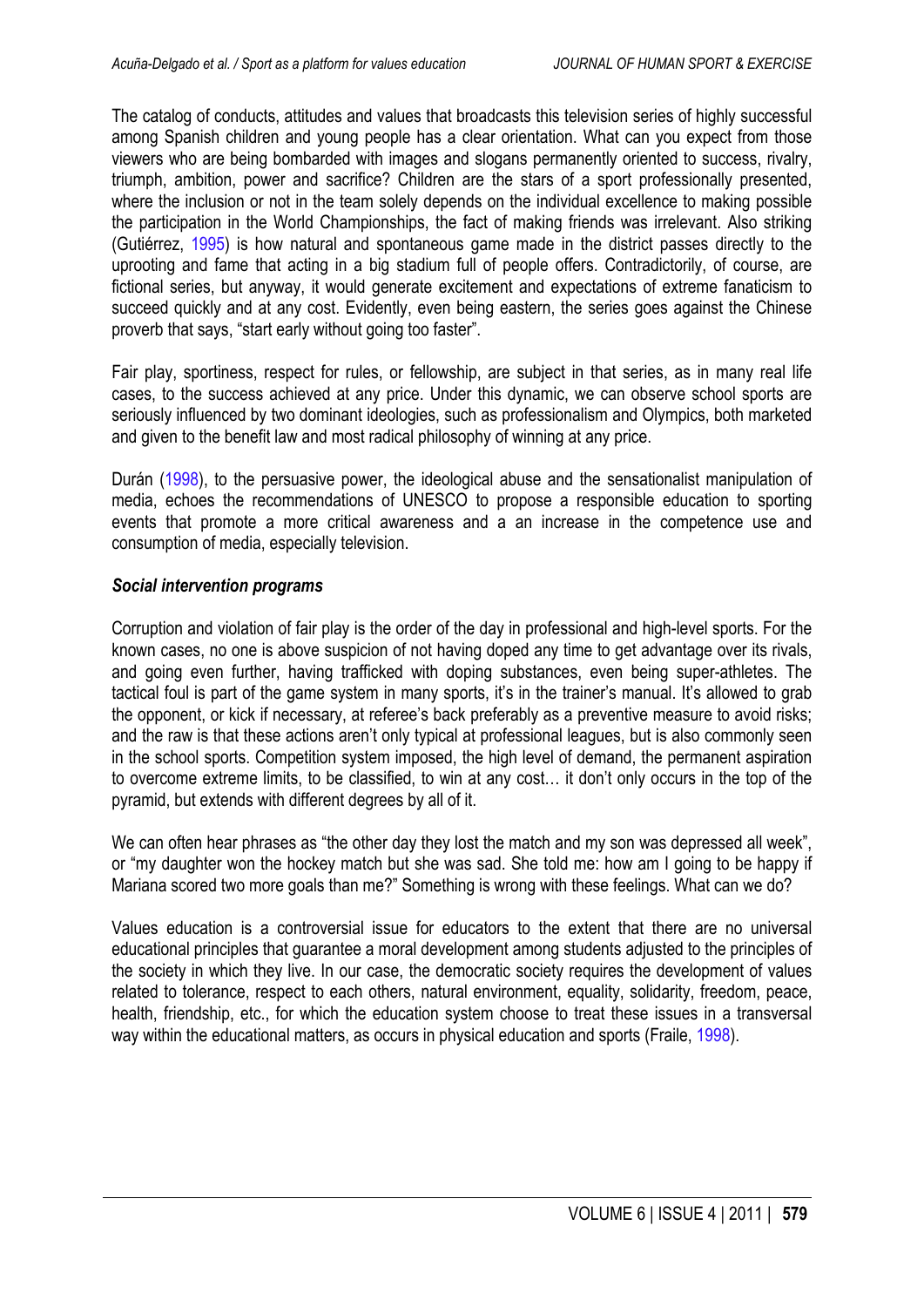The catalog of conducts, attitudes and values that broadcasts this television series of highly successful among Spanish children and young people has a clear orientation. What can you expect from those viewers who are being bombarded with images and slogans permanently oriented to success, rivalry, triumph, ambition, power and sacrifice? Children are the stars of a sport professionally presented, where the inclusion or not in the team solely depends on the individual excellence to making possible the participation in the World Championships, the fact of making friends was irrelevant. Also striking (Gutiérrez, 1995) is how natural and spontaneous game made in the district passes directly to the uprooting and fame that acting in a big stadium full of people offers. Contradictorily, of course, are fictional series, but anyway, it would generate excitement and expectations of extreme fanaticism to succeed quickly and at any cost. Evidently, even being eastern, the series goes against the Chinese proverb that says, "start early without going too faster".

Fair play, sportiness, respect for rules, or fellowship, are subject in that series, as in many real life cases, to the success achieved at any price. Under this dynamic, we can observe school sports are seriously influenced by two dominant ideologies, such as professionalism and Olympics, both marketed and given to the benefit law and most radical philosophy of winning at any price.

Durán (1998), to the persuasive power, the ideological abuse and the sensationalist manipulation of media, echoes the recommendations of UNESCO to propose a responsible education to sporting events that promote a more critical awareness and a an increase in the competence use and consumption of media, especially television.

### *Social intervention programs*

Corruption and violation of fair play is the order of the day in professional and high-level sports. For the known cases, no one is above suspicion of not having doped any time to get advantage over its rivals, and going even further, having trafficked with doping substances, even being super-athletes. The tactical foul is part of the game system in many sports, it's in the trainer's manual. It's allowed to grab the opponent, or kick if necessary, at referee's back preferably as a preventive measure to avoid risks; and the raw is that these actions aren't only typical at professional leagues, but is also commonly seen in the school sports. Competition system imposed, the high level of demand, the permanent aspiration to overcome extreme limits, to be classified, to win at any cost… it don't only occurs in the top of the pyramid, but extends with different degrees by all of it.

We can often hear phrases as "the other day they lost the match and my son was depressed all week", or "my daughter won the hockey match but she was sad. She told me: how am I going to be happy if Mariana scored two more goals than me?" Something is wrong with these feelings. What can we do?

Values education is a controversial issue for educators to the extent that there are no universal educational principles that guarantee a moral development among students adjusted to the principles of the society in which they live. In our case, the democratic society requires the development of values related to tolerance, respect to each others, natural environment, equality, solidarity, freedom, peace, health, friendship, etc., for which the education system choose to treat these issues in a transversal way within the educational matters, as occurs in physical education and sports (Fraile, 1998).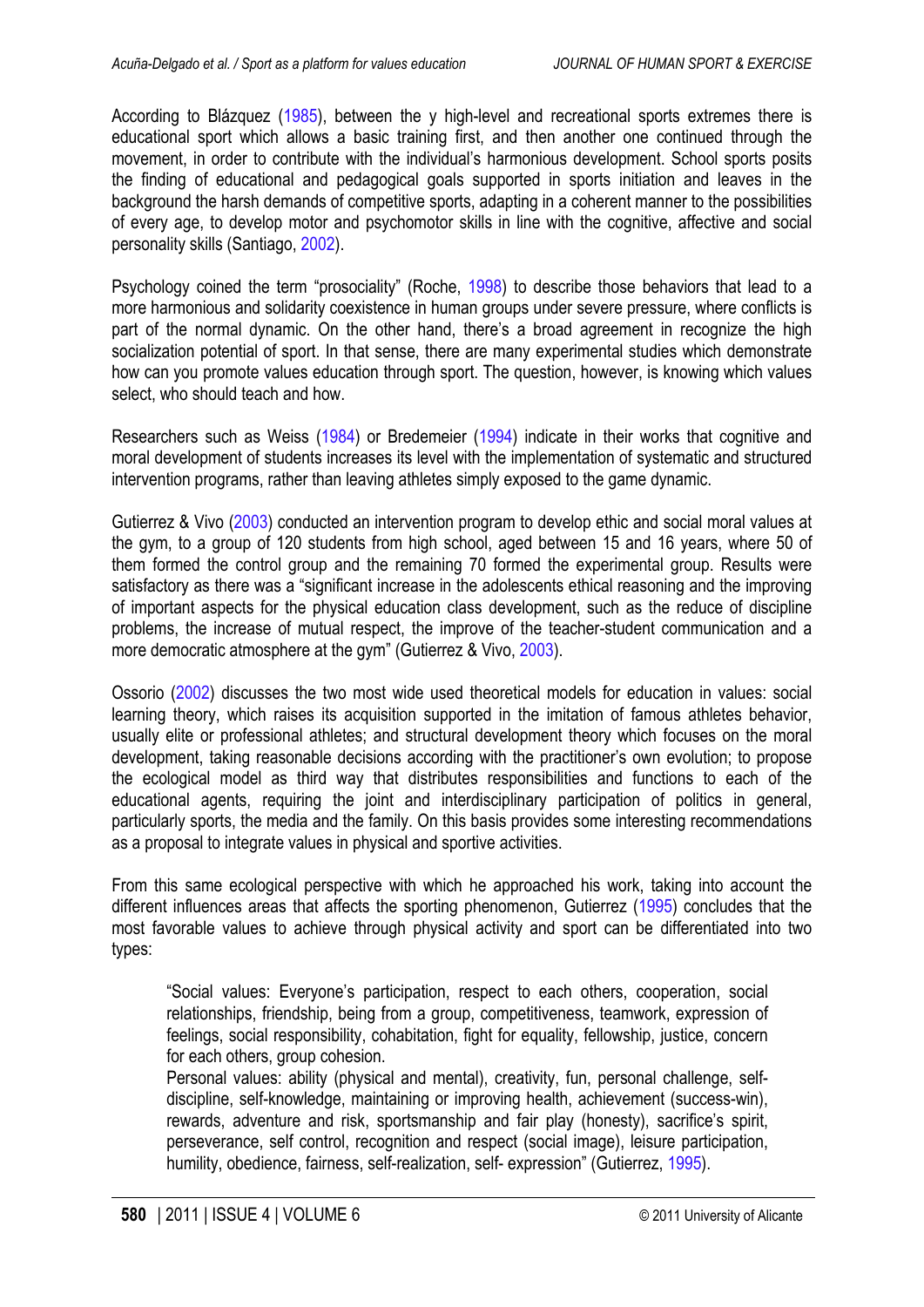According to Blázquez (1985), between the y high-level and recreational sports extremes there is educational sport which allows a basic training first, and then another one continued through the movement, in order to contribute with the individual's harmonious development. School sports posits the finding of educational and pedagogical goals supported in sports initiation and leaves in the background the harsh demands of competitive sports, adapting in a coherent manner to the possibilities of every age, to develop motor and psychomotor skills in line with the cognitive, affective and social personality skills (Santiago, 2002).

Psychology coined the term "prosociality" (Roche, 1998) to describe those behaviors that lead to a more harmonious and solidarity coexistence in human groups under severe pressure, where conflicts is part of the normal dynamic. On the other hand, there's a broad agreement in recognize the high socialization potential of sport. In that sense, there are many experimental studies which demonstrate how can you promote values education through sport. The question, however, is knowing which values select, who should teach and how.

Researchers such as Weiss (1984) or Bredemeier (1994) indicate in their works that cognitive and moral development of students increases its level with the implementation of systematic and structured intervention programs, rather than leaving athletes simply exposed to the game dynamic.

Gutierrez & Vivo (2003) conducted an intervention program to develop ethic and social moral values at the gym, to a group of 120 students from high school, aged between 15 and 16 years, where 50 of them formed the control group and the remaining 70 formed the experimental group. Results were satisfactory as there was a "significant increase in the adolescents ethical reasoning and the improving of important aspects for the physical education class development, such as the reduce of discipline problems, the increase of mutual respect, the improve of the teacher-student communication and a more democratic atmosphere at the gym" (Gutierrez & Vivo, 2003).

Ossorio (2002) discusses the two most wide used theoretical models for education in values: social learning theory, which raises its acquisition supported in the imitation of famous athletes behavior, usually elite or professional athletes; and structural development theory which focuses on the moral development, taking reasonable decisions according with the practitioner's own evolution; to propose the ecological model as third way that distributes responsibilities and functions to each of the educational agents, requiring the joint and interdisciplinary participation of politics in general, particularly sports, the media and the family. On this basis provides some interesting recommendations as a proposal to integrate values in physical and sportive activities.

From this same ecological perspective with which he approached his work, taking into account the different influences areas that affects the sporting phenomenon, Gutierrez (1995) concludes that the most favorable values to achieve through physical activity and sport can be differentiated into two types:

> "Social values: Everyone's participation, respect to each others, cooperation, social relationships, friendship, being from a group, competitiveness, teamwork, expression of feelings, social responsibility, cohabitation, fight for equality, fellowship, justice, concern for each others, group cohesion.
> Personal values: ability (physical and mental), creativity, fun, personal challenge, self-discipline, self-knowledge, maintaining or improving health, achievement (success-win), rewards, adventure and risk, sportsmanship and fair play (honesty), sacrifice's spirit, perseverance, self control, recognition and respect (social image), leisure participation, humility, obedience, fairness, self-realization, self- expression" (Gutierrez, 1995).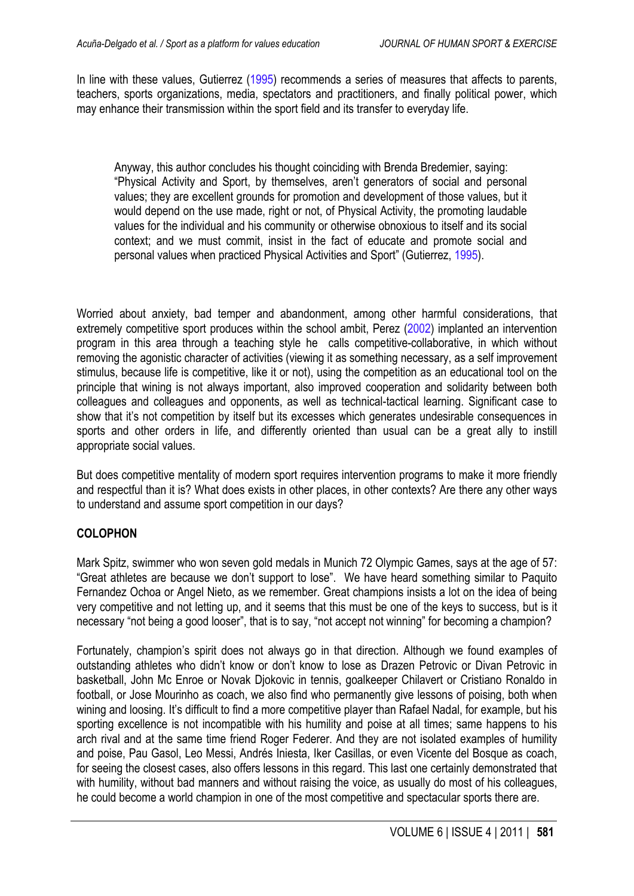In line with these values, Gutierrez (1995) recommends a series of measures that affects to parents, teachers, sports organizations, media, spectators and practitioners, and finally political power, which may enhance their transmission within the sport field and its transfer to everyday life.

> Anyway, this author concludes his thought coinciding with Brenda Bredemier, saying: "Physical Activity and Sport, by themselves, aren't generators of social and personal values; they are excellent grounds for promotion and development of those values, but it would depend on the use made, right or not, of Physical Activity, the promoting laudable values for the individual and his community or otherwise obnoxious to itself and its social context; and we must commit, insist in the fact of educate and promote social and personal values when practiced Physical Activities and Sport" (Gutierrez, 1995).

Worried about anxiety, bad temper and abandonment, among other harmful considerations, that extremely competitive sport produces within the school ambit, Perez (2002) implanted an intervention program in this area through a teaching style he calls competitive-collaborative, in which without removing the agonistic character of activities (viewing it as something necessary, as a self improvement stimulus, because life is competitive, like it or not), using the competition as an educational tool on the principle that wining is not always important, also improved cooperation and solidarity between both colleagues and colleagues and opponents, as well as technical-tactical learning. Significant case to show that it's not competition by itself but its excesses which generates undesirable consequences in sports and other orders in life, and differently oriented than usual can be a great ally to instill appropriate social values.

But does competitive mentality of modern sport requires intervention programs to make it more friendly and respectful than it is? What does exists in other places, in other contexts? Are there any other ways to understand and assume sport competition in our days?

**COLOPHON**

Mark Spitz, swimmer who won seven gold medals in Munich 72 Olympic Games, says at the age of 57: "Great athletes are because we don't support to lose". We have heard something similar to Paquito Fernandez Ochoa or Angel Nieto, as we remember. Great champions insists a lot on the idea of being very competitive and not letting up, and it seems that this must be one of the keys to success, but is it necessary "not being a good looser", that is to say, "not accept not winning" for becoming a champion?

Fortunately, champion's spirit does not always go in that direction. Although we found examples of outstanding athletes who didn't know or don't know to lose as Drazen Petrovic or Divan Petrovic in basketball, John Mc Enroe or Novak Djokovic in tennis, goalkeeper Chilavert or Cristiano Ronaldo in football, or Jose Mourinho as coach, we also find who permanently give lessons of poising, both when wining and loosing. It's difficult to find a more competitive player than Rafael Nadal, for example, but his sporting excellence is not incompatible with his humility and poise at all times; same happens to his arch rival and at the same time friend Roger Federer. And they are not isolated examples of humility and poise, Pau Gasol, Leo Messi, Andrés Iniesta, Iker Casillas, or even Vicente del Bosque as coach, for seeing the closest cases, also offers lessons in this regard. This last one certainly demonstrated that with humility, without bad manners and without raising the voice, as usually do most of his colleagues, he could become a world champion in one of the most competitive and spectacular sports there are.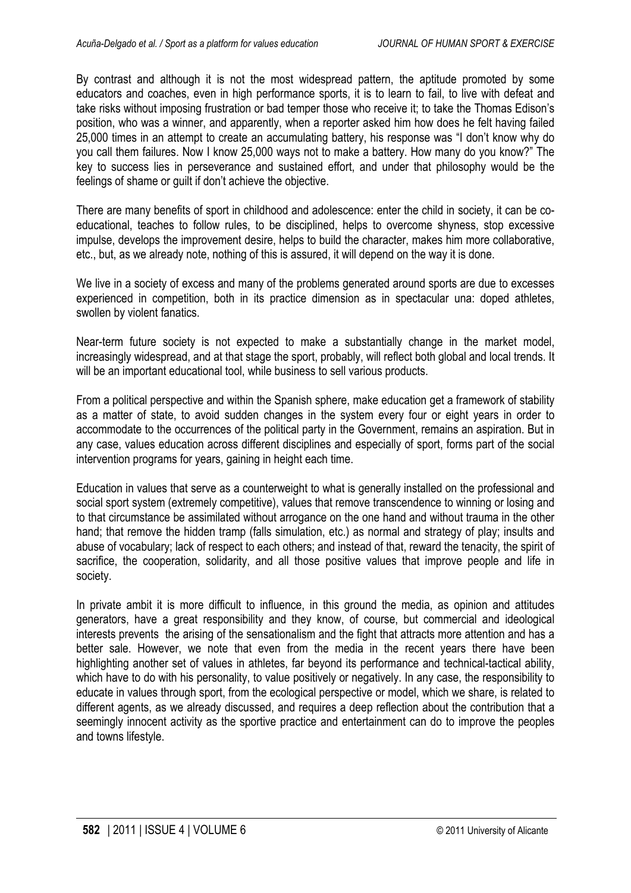By contrast and although it is not the most widespread pattern, the aptitude promoted by some educators and coaches, even in high performance sports, it is to learn to fail, to live with defeat and take risks without imposing frustration or bad temper those who receive it; to take the Thomas Edison's position, who was a winner, and apparently, when a reporter asked him how does he felt having failed 25,000 times in an attempt to create an accumulating battery, his response was "I don't know why do you call them failures. Now I know 25,000 ways not to make a battery. How many do you know?" The key to success lies in perseverance and sustained effort, and under that philosophy would be the feelings of shame or guilt if don't achieve the objective.

There are many benefits of sport in childhood and adolescence: enter the child in society, it can be co-educational, teaches to follow rules, to be disciplined, helps to overcome shyness, stop excessive impulse, develops the improvement desire, helps to build the character, makes him more collaborative, etc., but, as we already note, nothing of this is assured, it will depend on the way it is done.

We live in a society of excess and many of the problems generated around sports are due to excesses experienced in competition, both in its practice dimension as in spectacular una: doped athletes, swollen by violent fanatics.

Near-term future society is not expected to make a substantially change in the market model, increasingly widespread, and at that stage the sport, probably, will reflect both global and local trends. It will be an important educational tool, while business to sell various products.

From a political perspective and within the Spanish sphere, make education get a framework of stability as a matter of state, to avoid sudden changes in the system every four or eight years in order to accommodate to the occurrences of the political party in the Government, remains an aspiration. But in any case, values education across different disciplines and especially of sport, forms part of the social intervention programs for years, gaining in height each time.

Education in values that serve as a counterweight to what is generally installed on the professional and social sport system (extremely competitive), values that remove transcendence to winning or losing and to that circumstance be assimilated without arrogance on the one hand and without trauma in the other hand; that remove the hidden tramp (falls simulation, etc.) as normal and strategy of play; insults and abuse of vocabulary; lack of respect to each others; and instead of that, reward the tenacity, the spirit of sacrifice, the cooperation, solidarity, and all those positive values that improve people and life in society.

In private ambit it is more difficult to influence, in this ground the media, as opinion and attitudes generators, have a great responsibility and they know, of course, but commercial and ideological interests prevents the arising of the sensationalism and the fight that attracts more attention and has a better sale. However, we note that even from the media in the recent years there have been highlighting another set of values in athletes, far beyond its performance and technical-tactical ability, which have to do with his personality, to value positively or negatively. In any case, the responsibility to educate in values through sport, from the ecological perspective or model, which we share, is related to different agents, as we already discussed, and requires a deep reflection about the contribution that a seemingly innocent activity as the sportive practice and entertainment can do to improve the peoples and towns lifestyle.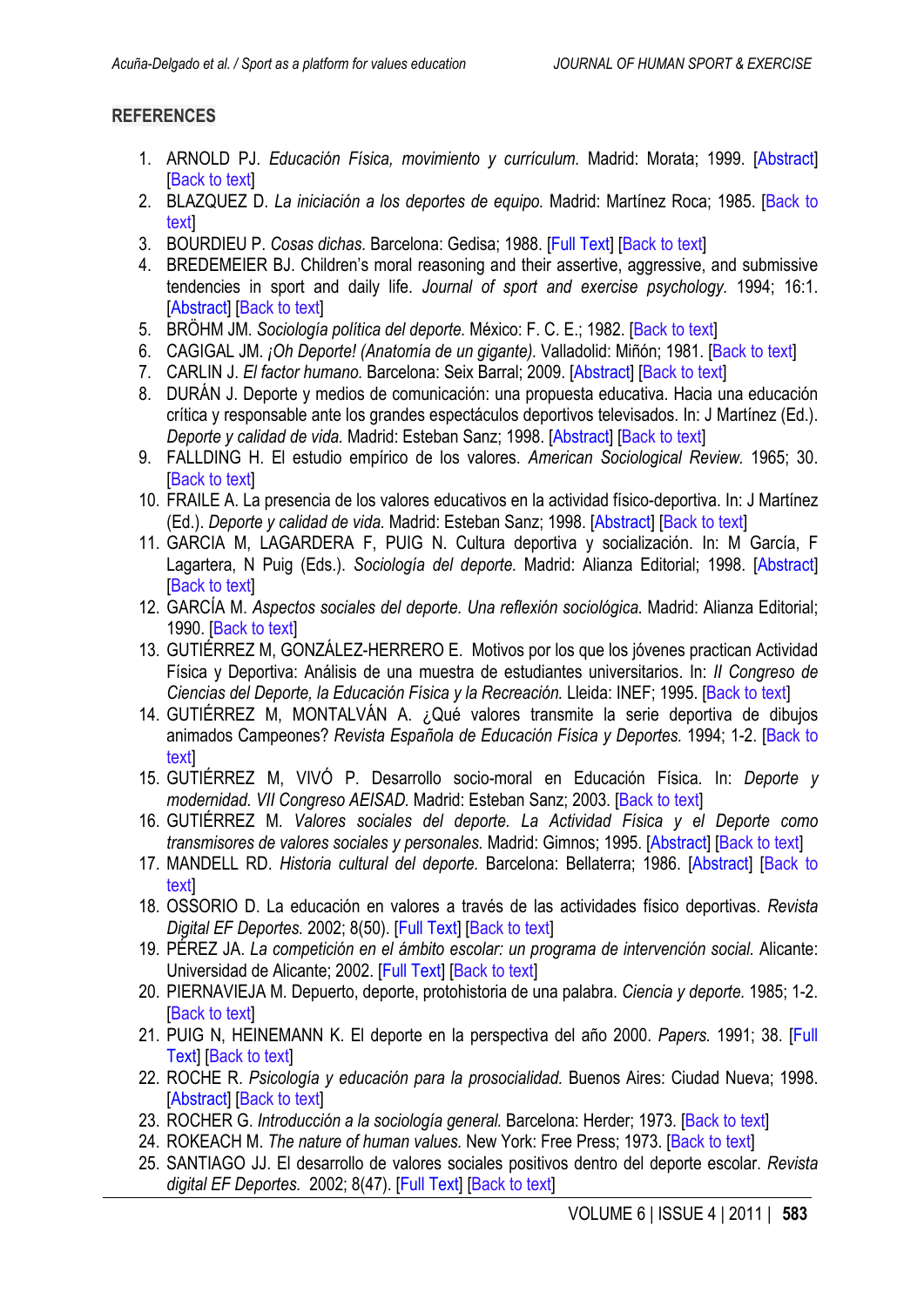## REFERENCES

1. ARNOLD PJ. *Educación Física, movimiento y currículum.* Madrid: Morata; 1999. [Abstract] [Back to text]
2. BLAZQUEZ D. *La iniciación a los deportes de equipo.* Madrid: Martínez Roca; 1985. [Back to text]
3. BOURDIEU P. *Cosas dichas.* Barcelona: Gedisa; 1988. [Full Text] [Back to text]
4. BREDEMEIER BJ. Children's moral reasoning and their assertive, aggressive, and submissive tendencies in sport and daily life. *Journal of sport and exercise psychology.* 1994; 16:1. [Abstract] [Back to text]
5. BRÖHM JM. *Sociología política del deporte.* México: F. C. E.; 1982. [Back to text]
6. CAGIGAL JM. *¡Oh Deporte! (Anatomía de un gigante).* Valladolid: Miñón; 1981. [Back to text]
7. CARLIN J. *El factor humano.* Barcelona: Seix Barral; 2009. [Abstract] [Back to text]
8. DURÁN J. Deporte y medios de comunicación: una propuesta educativa. Hacia una educación crítica y responsable ante los grandes espectáculos deportivos televisados. In: J Martínez (Ed.). *Deporte y calidad de vida.* Madrid: Esteban Sanz; 1998. [Abstract] [Back to text]
9. FALLDING H. El estudio empírico de los valores. *American Sociological Review.* 1965; 30. [Back to text]
10. FRAILE A. La presencia de los valores educativos en la actividad físico-deportiva. In: J Martínez (Ed.). *Deporte y calidad de vida.* Madrid: Esteban Sanz; 1998. [Abstract] [Back to text]
11. GARCIA M, LAGARDERA F, PUIG N. Cultura deportiva y socialización. In: M García, F Lagartera, N Puig (Eds.). *Sociología del deporte.* Madrid: Alianza Editorial; 1998. [Abstract] [Back to text]
12. GARCÍA M. *Aspectos sociales del deporte. Una reflexión sociológica.* Madrid: Alianza Editorial; 1990. [Back to text]
13. GUTIÉRREZ M, GONZÁLEZ-HERRERO E. Motivos por los que los jóvenes practican Actividad Física y Deportiva: Análisis de una muestra de estudiantes universitarios. In: *II Congreso de Ciencias del Deporte, la Educación Física y la Recreación.* Lleida: INEF; 1995. [Back to text]
14. GUTIÉRREZ M, MONTALVÁN A. ¿Qué valores transmite la serie deportiva de dibujos animados Campeones? *Revista Española de Educación Física y Deportes.* 1994; 1-2. [Back to text]
15. GUTIÉRREZ M, VIVÓ P. Desarrollo socio-moral en Educación Física. In: *Deporte y modernidad. VII Congreso AEISAD.* Madrid: Esteban Sanz; 2003. [Back to text]
16. GUTIÉRREZ M. *Valores sociales del deporte. La Actividad Física y el Deporte como transmisores de valores sociales y personales.* Madrid: Gimnos; 1995. [Abstract] [Back to text]
17. MANDELL RD. *Historia cultural del deporte.* Barcelona: Bellaterra; 1986. [Abstract] [Back to text]
18. OSSORIO D. La educación en valores a través de las actividades físico deportivas. *Revista Digital EF Deportes.* 2002; 8(50). [Full Text] [Back to text]
19. PÉREZ JA. *La competición en el ámbito escolar: un programa de intervención social.* Alicante: Universidad de Alicante; 2002. [Full Text] [Back to text]
20. PIERNAVIEJA M. Depuerto, deporte, protohistoria de una palabra. *Ciencia y deporte.* 1985; 1-2. [Back to text]
21. PUIG N, HEINEMANN K. El deporte en la perspectiva del año 2000. *Papers.* 1991; 38. [Full Text] [Back to text]
22. ROCHE R. *Psicología y educación para la prosocialidad.* Buenos Aires: Ciudad Nueva; 1998. [Abstract] [Back to text]
23. ROCHER G. *Introducción a la sociología general.* Barcelona: Herder; 1973. [Back to text]
24. ROKEACH M. *The nature of human values.* New York: Free Press; 1973. [Back to text]
25. SANTIAGO JJ. El desarrollo de valores sociales positivos dentro del deporte escolar. *Revista digital EF Deportes.* 2002; 8(47). [Full Text] [Back to text]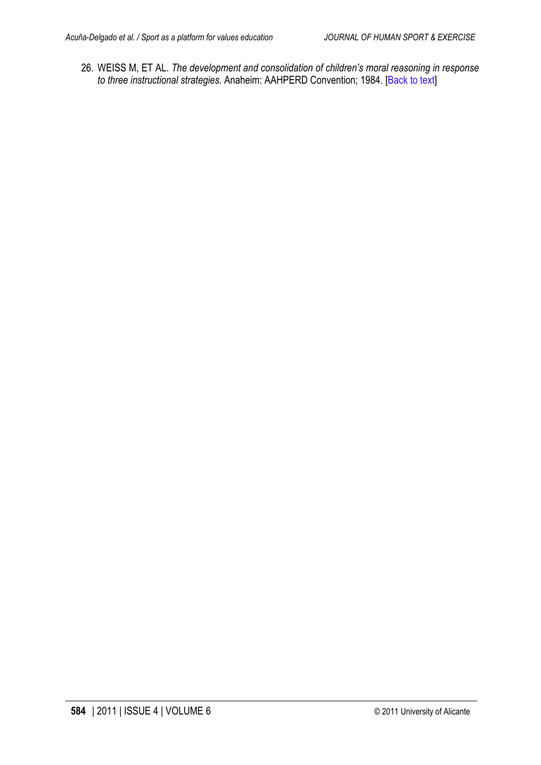26. WEISS M, ET AL. *The development and consolidation of children's moral reasoning in response to three instructional strategies.* Anaheim: AAHPERD Convention; 1984. [Back to text]